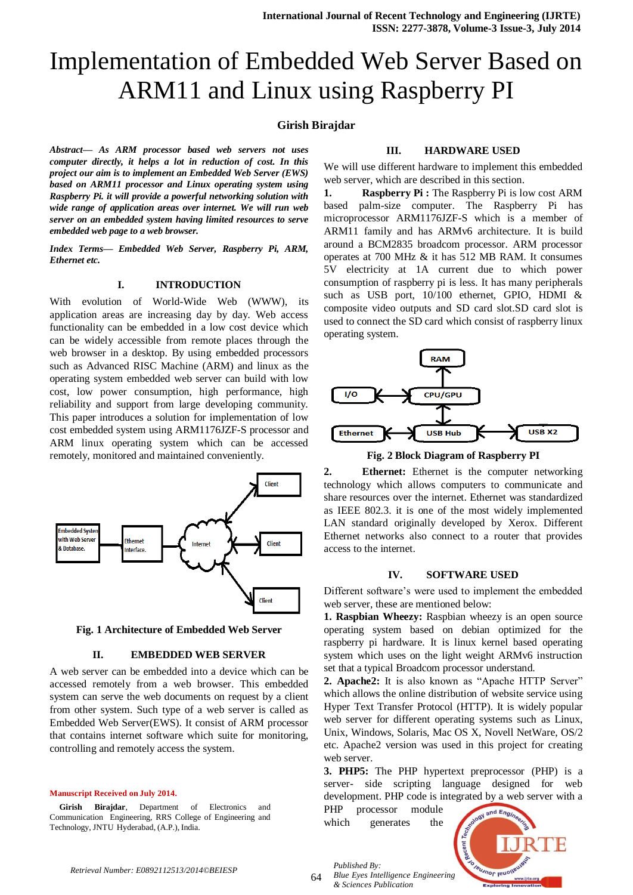# Implementation of Embedded Web Server Based on ARM11 and Linux using Raspberry PI

**Girish Birajdar**

***Abstract*— As ARM processor based web servers not uses computer directly, it helps a lot in reduction of cost. In this project our aim is to implement an Embedded Web Server (EWS) based on ARM11 processor and Linux operating system using Raspberry Pi. it will provide a powerful networking solution with wide range of application areas over internet. We will run web server on an embedded system having limited resources to serve embedded web page to a web browser.**

***Index Terms*— Embedded Web Server, Raspberry Pi, ARM, Ethernet etc.**

## I. INTRODUCTION

With evolution of World-Wide Web (WWW), its application areas are increasing day by day. Web access functionality can be embedded in a low cost device which can be widely accessible from remote places through the web browser in a desktop. By using embedded processors such as Advanced RISC Machine (ARM) and linux as the operating system embedded web server can build with low cost, low power consumption, high performance, high reliability and support from large developing community. This paper introduces a solution for implementation of low cost embedded system using ARM1176JZF-S processor and ARM linux operating system which can be accessed remotely, monitored and maintained conveniently.

**Fig. 1 Architecture of Embedded Web Server**

## II. EMBEDDED WEB SERVER

A web server can be embedded into a device which can be accessed remotely from a web browser. This embedded system can serve the web documents on request by a client from other system. Such type of a web server is called as Embedded Web Server(EWS). It consist of ARM processor that contains internet software which suite for monitoring, controlling and remotely access the system.

**Manuscript Received on July 2014.**

**Girish Birajdar**, Department of Electronics and Communication Engineering, RRS College of Engineering and Technology, JNTU Hyderabad, (A.P.), India.

## III. HARDWARE USED

We will use different hardware to implement this embedded web server, which are described in this section.

**1. Raspberry Pi :** The Raspberry Pi is low cost ARM based palm-size computer. The Raspberry Pi has microprocessor ARM1176JZF-S which is a member of ARM11 family and has ARMv6 architecture. It is build around a BCM2835 broadcom processor. ARM processor operates at 700 MHz & it has 512 MB RAM. It consumes 5V electricity at 1A current due to which power consumption of raspberry pi is less. It has many peripherals such as USB port, 10/100 ethernet, GPIO, HDMI & composite video outputs and SD card slot.SD card slot is used to connect the SD card which consist of raspberry linux operating system.

**Fig. 2 Block Diagram of Raspberry PI**

**2. Ethernet:** Ethernet is the computer networking technology which allows computers to communicate and share resources over the internet. Ethernet was standardized as IEEE 802.3. it is one of the most widely implemented LAN standard originally developed by Xerox. Different Ethernet networks also connect to a router that provides access to the internet.

## IV. SOFTWARE USED

Different software's were used to implement the embedded web server, these are mentioned below:

**1. Raspbian Wheezy:** Raspbian wheezy is an open source operating system based on debian optimized for the raspberry pi hardware. It is linux kernel based operating system which uses on the light weight ARMv6 instruction set that a typical Broadcom processor understand.

**2. Apache2:** It is also known as "Apache HTTP Server" which allows the online distribution of website service using Hyper Text Transfer Protocol (HTTP). It is widely popular web server for different operating systems such as Linux, Unix, Windows, Solaris, Mac OS X, Novell NetWare, OS/2 etc. Apache2 version was used in this project for creating web server.

**3. PHP5:** The PHP hypertext preprocessor (PHP) is a server- side scripting language designed for web development. PHP code is integrated by a web server with a PHP processor module which generates the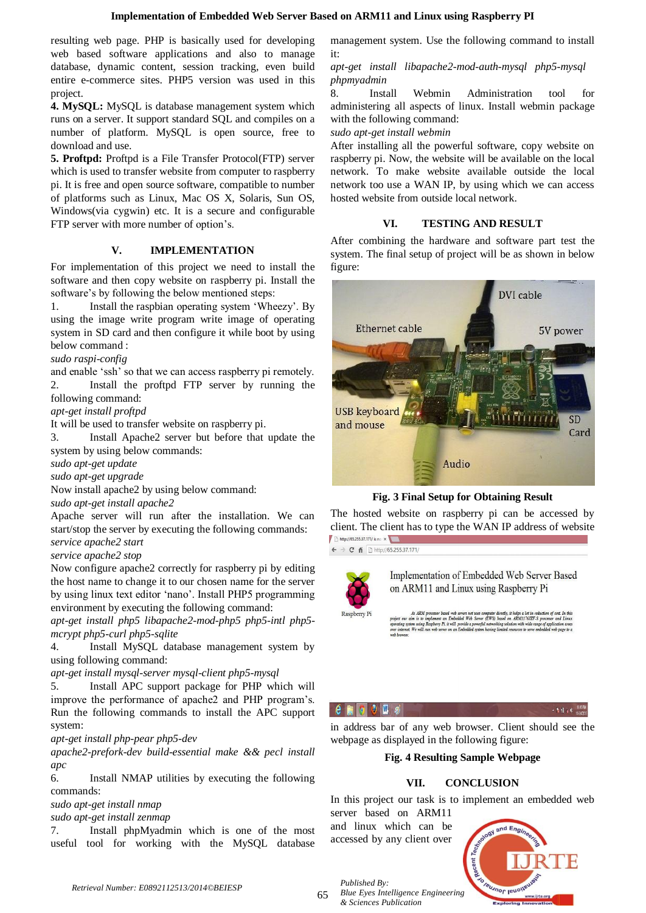resulting web page. PHP is basically used for developing web based software applications and also to manage database, dynamic content, session tracking, even build entire e-commerce sites. PHP5 version was used in this project.

**4. MySQL:** MySQL is database management system which runs on a server. It support standard SQL and compiles on a number of platform. MySQL is open source, free to download and use.

**5. Proftpd:** Proftpd is a File Transfer Protocol(FTP) server which is used to transfer website from computer to raspberry pi. It is free and open source software, compatible to number of platforms such as Linux, Mac OS X, Solaris, Sun OS, Windows(via cygwin) etc. It is a secure and configurable FTP server with more number of option's.

## V. IMPLEMENTATION

For implementation of this project we need to install the software and then copy website on raspberry pi. Install the software's by following the below mentioned steps:

1. Install the raspbian operating system 'Wheezy'. By using the image write program write image of operating system in SD card and then configure it while boot by using below command :
*sudo raspi-config*
and enable 'ssh' so that we can access raspberry pi remotely.
2. Install the proftpd FTP server by running the following command:
*apt-get install proftpd*
It will be used to transfer website on raspberry pi.
3. Install Apache2 server but before that update the system by using below commands:
*sudo apt-get update*
*sudo apt-get upgrade*
Now install apache2 by using below command:
*sudo apt-get install apache2*
Apache server will run after the installation. We can start/stop the server by executing the following commands:
*service apache2 start*
*service apache2 stop*
Now configure apache2 correctly for raspberry pi by editing the host name to change it to our chosen name for the server by using linux text editor 'nano'. Install PHP5 programming environment by executing the following command:
*apt-get install php5 libapache2-mod-php5 php5-intl php5-mcrypt php5-curl php5-sqlite*
4. Install MySQL database management system by using following command:
*apt-get install mysql-server mysql-client php5-mysql*
5. Install APC support package for PHP which will improve the performance of apache2 and PHP program's. Run the following commands to install the APC support system:
*apt-get install php-pear php5-dev*
*apache2-prefork-dev build-essential make && pecl install apc*
6. Install NMAP utilities by executing the following commands:
*sudo apt-get install nmap*
*sudo apt-get install zenmap*
7. Install phpMyadmin which is one of the most useful tool for working with the MySQL database management system. Use the following command to install it:
*apt-get install libapache2-mod-auth-mysql php5-mysql phpmyadmin*
8. Install Webmin Administration tool for administering all aspects of linux. Install webmin package with the following command:
*sudo apt-get install webmin*

After installing all the powerful software, copy website on raspberry pi. Now, the website will be available on the local network. To make website available outside the local network too use a WAN IP, by using which we can access hosted website from outside local network.

## VI. TESTING AND RESULT

After combining the hardware and software part test the system. The final setup of project will be as shown in below figure:

**Fig. 3 Final Setup for Obtaining Result**

The hosted website on raspberry pi can be accessed by client. The client has to type the WAN IP address of website in address bar of any web browser. Client should see the webpage as displayed in the following figure:

**Fig. 4 Resulting Sample Webpage**

## VII. CONCLUSION

In this project our task is to implement an embedded web server based on ARM11 and linux which can be accessed by any client over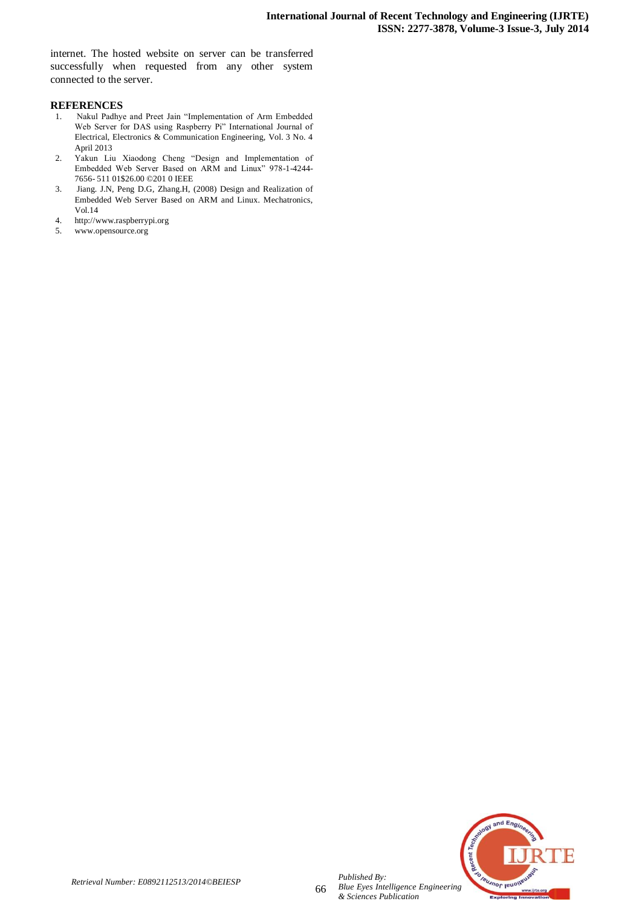internet. The hosted website on server can be transferred successfully when requested from any other system connected to the server.

## REFERENCES

1. Nakul Padhye and Preet Jain "Implementation of Arm Embedded Web Server for DAS using Raspberry Pi" International Journal of Electrical, Electronics & Communication Engineering, Vol. 3 No. 4 April 2013
2. Yakun Liu Xiaodong Cheng "Design and Implementation of Embedded Web Server Based on ARM and Linux" 978-1-4244-7656- 511 01$26.00 ©201 0 IEEE
3. Jiang. J.N, Peng D.G, Zhang.H, (2008) Design and Realization of Embedded Web Server Based on ARM and Linux. Mechatronics, Vol.14
4. http://www.raspberrypi.org
5. www.opensource.org